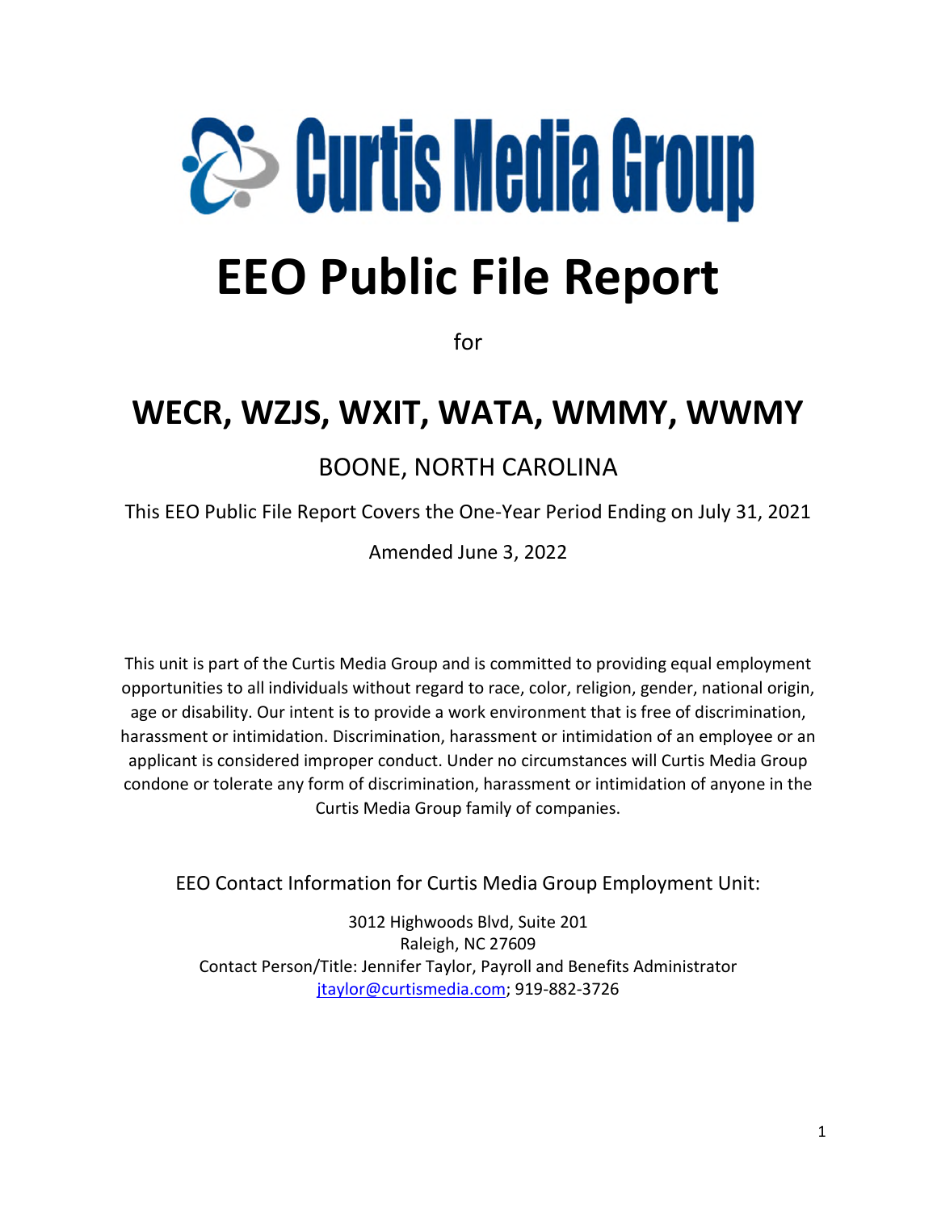# Curtis Media Group

# EEO Public File Report

for

## WECR, WZJS, WXIT, WATA, WMMY, WWMY

BOONE, NORTH CAROLINA

This EEO Public File Report Covers the One-Year Period Ending on July 31, 2021

Amended June 3, 2022

This unit is part of the Curtis Media Group and is committed to providing equal employment opportunities to all individuals without regard to race, color, religion, gender, national origin, age or disability. Our intent is to provide a work environment that is free of discrimination, harassment or intimidation. Discrimination, harassment or intimidation of an employee or an applicant is considered improper conduct. Under no circumstances will Curtis Media Group condone or tolerate any form of discrimination, harassment or intimidation of anyone in the Curtis Media Group family of companies.

EEO Contact Information for Curtis Media Group Employment Unit:

3012 Highwoods Blvd, Suite 201
Raleigh, NC 27609
Contact Person/Title: Jennifer Taylor, Payroll and Benefits Administrator
jtaylor@curtismedia.com; 919-882-3726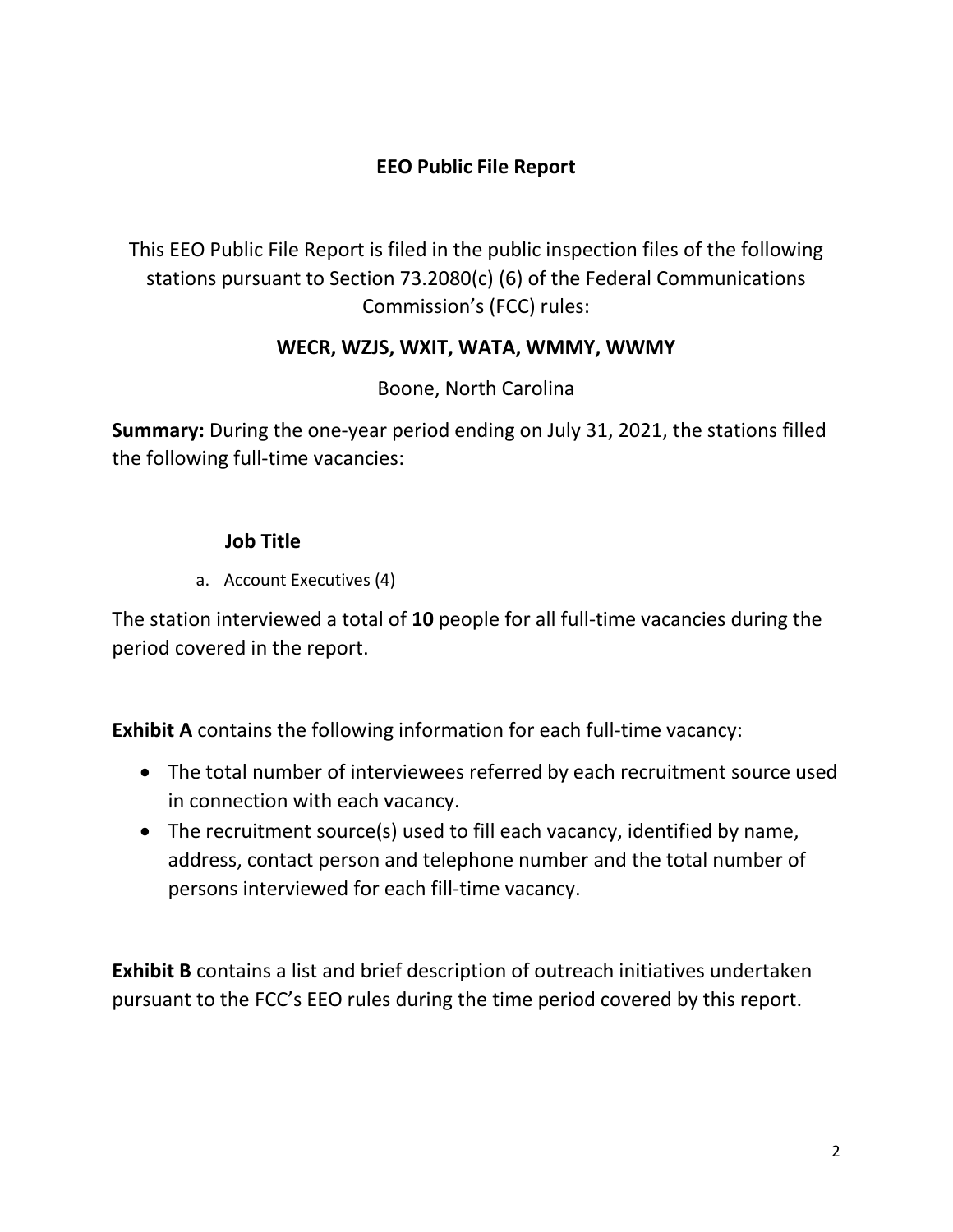# EEO Public File Report

This EEO Public File Report is filed in the public inspection files of the following stations pursuant to Section 73.2080(c) (6) of the Federal Communications Commission's (FCC) rules:

**WECR, WZJS, WXIT, WATA, WMMY, WWMY**

Boone, North Carolina

**Summary:** During the one-year period ending on July 31, 2021, the stations filled the following full-time vacancies:

**Job Title**

a. Account Executives (4)

The station interviewed a total of **10** people for all full-time vacancies during the period covered in the report.

**Exhibit A** contains the following information for each full-time vacancy:

- The total number of interviewees referred by each recruitment source used in connection with each vacancy.
- The recruitment source(s) used to fill each vacancy, identified by name, address, contact person and telephone number and the total number of persons interviewed for each fill-time vacancy.

**Exhibit B** contains a list and brief description of outreach initiatives undertaken pursuant to the FCC's EEO rules during the time period covered by this report.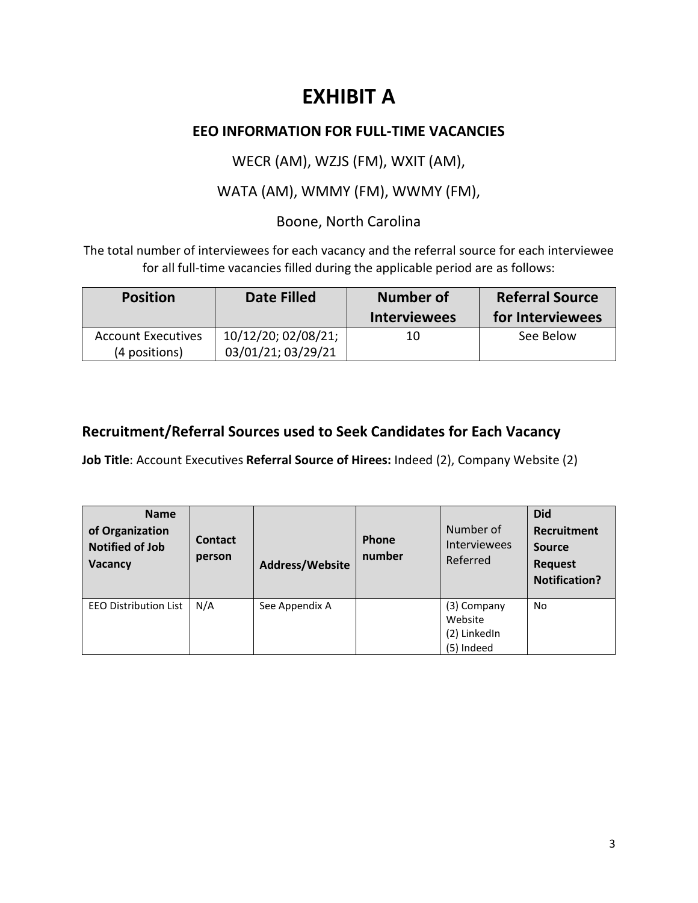# EXHIBIT A

## EEO INFORMATION FOR FULL-TIME VACANCIES

WECR (AM), WZJS (FM), WXIT (AM),

WATA (AM), WMMY (FM), WWMY (FM),

Boone, North Carolina

The total number of interviewees for each vacancy and the referral source for each interviewee for all full-time vacancies filled during the applicable period are as follows:

| Position | Date Filled | Number of Interviewees | Referral Source for Interviewees |
|---|---|---|---|
| Account Executives (4 positions) | 10/12/20; 02/08/21; 03/01/21; 03/29/21 | 10 | See Below |

## Recruitment/Referral Sources used to Seek Candidates for Each Vacancy

**Job Title**: Account Executives **Referral Source of Hirees:** Indeed (2), Company Website (2)

| Name of Organization Notified of Job Vacancy | Contact person | Address/Website | Phone number | Number of Interviewees Referred | Did Recruitment Source Request Notification? |
|---|---|---|---|---|---|
| EEO Distribution List | N/A | See Appendix A | | (3) Company Website (2) LinkedIn (5) Indeed | No |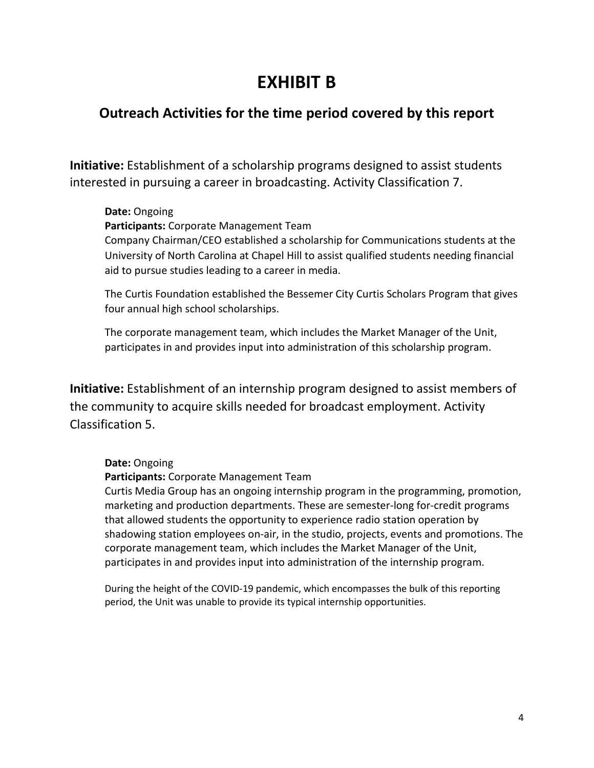# EXHIBIT B

## Outreach Activities for the time period covered by this report

**Initiative:** Establishment of a scholarship programs designed to assist students interested in pursuing a career in broadcasting. Activity Classification 7.

**Date:** Ongoing
**Participants:** Corporate Management Team
Company Chairman/CEO established a scholarship for Communications students at the University of North Carolina at Chapel Hill to assist qualified students needing financial aid to pursue studies leading to a career in media.

The Curtis Foundation established the Bessemer City Curtis Scholars Program that gives four annual high school scholarships.

The corporate management team, which includes the Market Manager of the Unit, participates in and provides input into administration of this scholarship program.

**Initiative:** Establishment of an internship program designed to assist members of the community to acquire skills needed for broadcast employment. Activity Classification 5.

**Date:** Ongoing
**Participants:** Corporate Management Team
Curtis Media Group has an ongoing internship program in the programming, promotion, marketing and production departments. These are semester-long for-credit programs that allowed students the opportunity to experience radio station operation by shadowing station employees on-air, in the studio, projects, events and promotions. The corporate management team, which includes the Market Manager of the Unit, participates in and provides input into administration of the internship program.

During the height of the COVID-19 pandemic, which encompasses the bulk of this reporting period, the Unit was unable to provide its typical internship opportunities.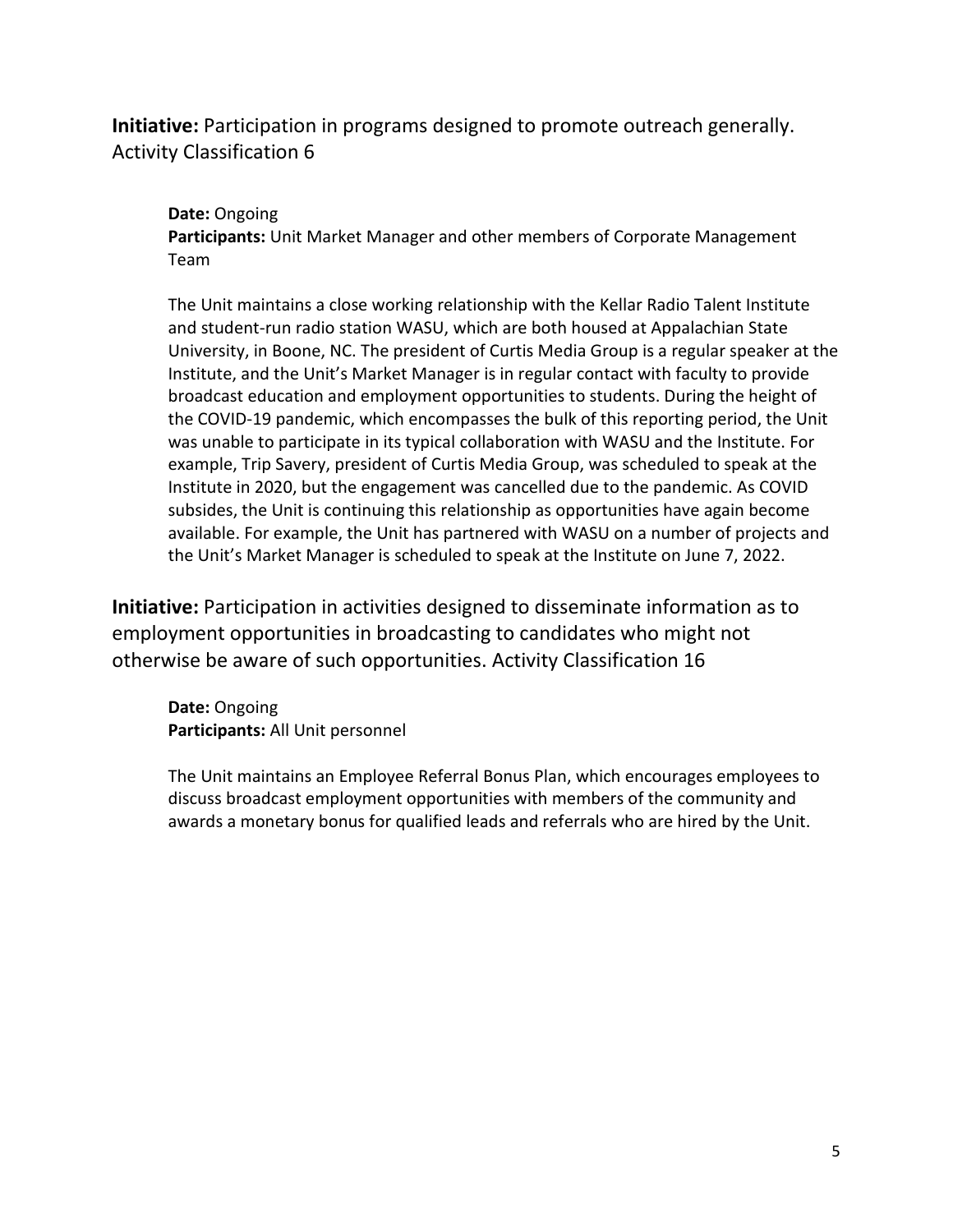**Initiative:** Participation in programs designed to promote outreach generally. Activity Classification 6

**Date:** Ongoing
**Participants:** Unit Market Manager and other members of Corporate Management Team

The Unit maintains a close working relationship with the Kellar Radio Talent Institute and student-run radio station WASU, which are both housed at Appalachian State University, in Boone, NC. The president of Curtis Media Group is a regular speaker at the Institute, and the Unit's Market Manager is in regular contact with faculty to provide broadcast education and employment opportunities to students. During the height of the COVID-19 pandemic, which encompasses the bulk of this reporting period, the Unit was unable to participate in its typical collaboration with WASU and the Institute. For example, Trip Savery, president of Curtis Media Group, was scheduled to speak at the Institute in 2020, but the engagement was cancelled due to the pandemic. As COVID subsides, the Unit is continuing this relationship as opportunities have again become available. For example, the Unit has partnered with WASU on a number of projects and the Unit's Market Manager is scheduled to speak at the Institute on June 7, 2022.

**Initiative:** Participation in activities designed to disseminate information as to employment opportunities in broadcasting to candidates who might not otherwise be aware of such opportunities. Activity Classification 16

**Date:** Ongoing
**Participants:** All Unit personnel

The Unit maintains an Employee Referral Bonus Plan, which encourages employees to discuss broadcast employment opportunities with members of the community and awards a monetary bonus for qualified leads and referrals who are hired by the Unit.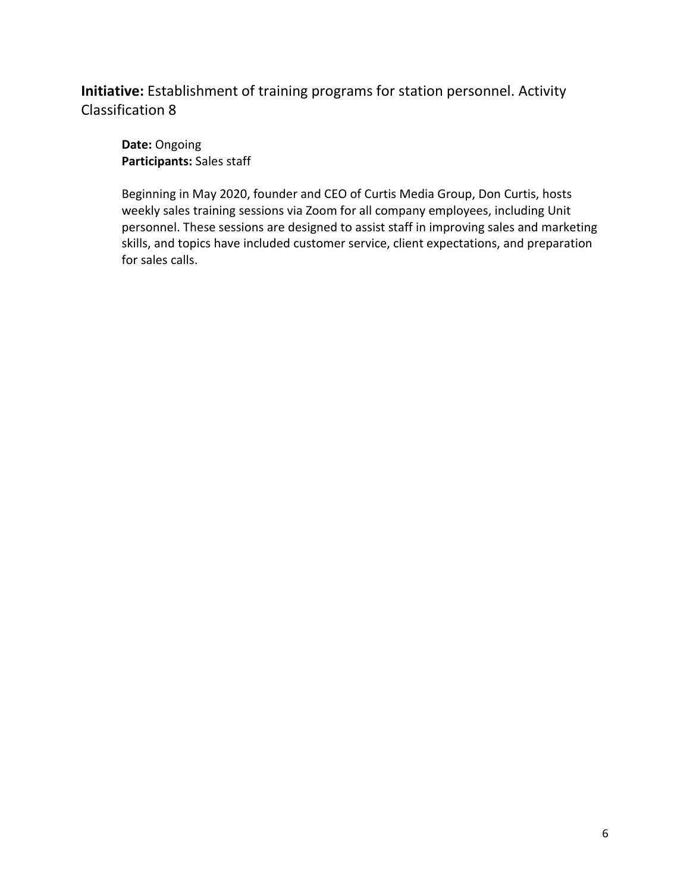**Initiative:** Establishment of training programs for station personnel. Activity Classification 8

**Date:** Ongoing
**Participants:** Sales staff

Beginning in May 2020, founder and CEO of Curtis Media Group, Don Curtis, hosts weekly sales training sessions via Zoom for all company employees, including Unit personnel. These sessions are designed to assist staff in improving sales and marketing skills, and topics have included customer service, client expectations, and preparation for sales calls.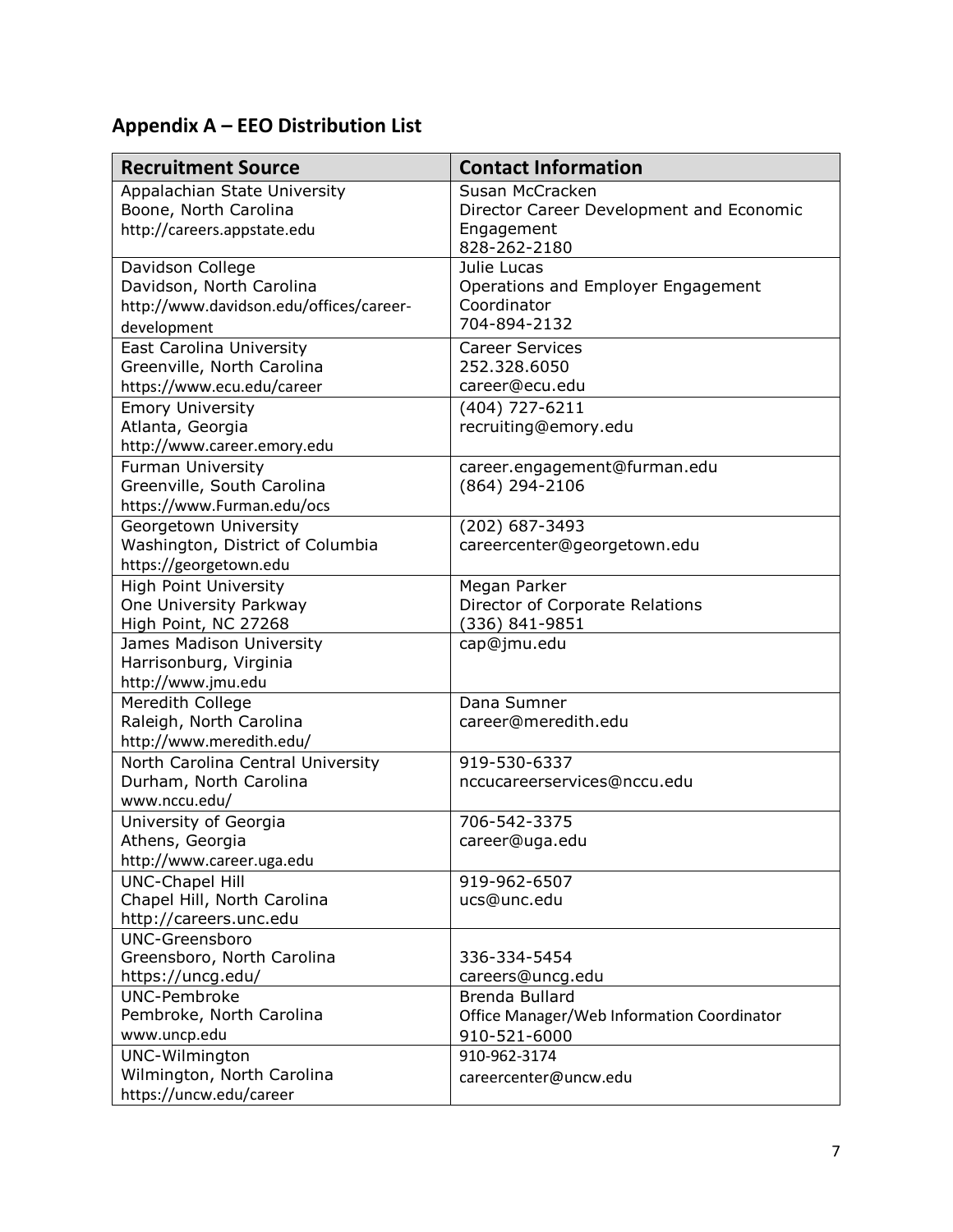## Appendix A – EEO Distribution List

| Recruitment Source | Contact Information |
|---|---|
| Appalachian State University<br>Boone, North Carolina<br>http://careers.appstate.edu | Susan McCracken<br>Director Career Development and Economic Engagement<br>828-262-2180 |
| Davidson College<br>Davidson, North Carolina<br>http://www.davidson.edu/offices/career-development | Julie Lucas<br>Operations and Employer Engagement Coordinator<br>704-894-2132 |
| East Carolina University<br>Greenville, North Carolina<br>https://www.ecu.edu/career | Career Services<br>252.328.6050<br>career@ecu.edu |
| Emory University<br>Atlanta, Georgia<br>http://www.career.emory.edu | (404) 727-6211<br>recruiting@emory.edu |
| Furman University<br>Greenville, South Carolina<br>https://www.Furman.edu/ocs | career.engagement@furman.edu<br>(864) 294-2106 |
| Georgetown University<br>Washington, District of Columbia<br>https://georgetown.edu | (202) 687-3493<br>careercenter@georgetown.edu |
| High Point University<br>One University Parkway<br>High Point, NC 27268 | Megan Parker<br>Director of Corporate Relations<br>(336) 841-9851 |
| James Madison University<br>Harrisonburg, Virginia<br>http://www.jmu.edu | cap@jmu.edu |
| Meredith College<br>Raleigh, North Carolina<br>http://www.meredith.edu/ | Dana Sumner<br>career@meredith.edu |
| North Carolina Central University<br>Durham, North Carolina<br>www.nccu.edu/ | 919-530-6337<br>nccucareerservices@nccu.edu |
| University of Georgia<br>Athens, Georgia<br>http://www.career.uga.edu | 706-542-3375<br>career@uga.edu |
| UNC-Chapel Hill<br>Chapel Hill, North Carolina<br>http://careers.unc.edu | 919-962-6507<br>ucs@unc.edu |
| UNC-Greensboro<br>Greensboro, North Carolina<br>https://uncg.edu/ | 336-334-5454<br>careers@uncg.edu |
| UNC-Pembroke<br>Pembroke, North Carolina<br>www.uncp.edu | Brenda Bullard<br>Office Manager/Web Information Coordinator<br>910-521-6000 |
| UNC-Wilmington<br>Wilmington, North Carolina<br>https://uncw.edu/career | 910-962-3174<br>careercenter@uncw.edu |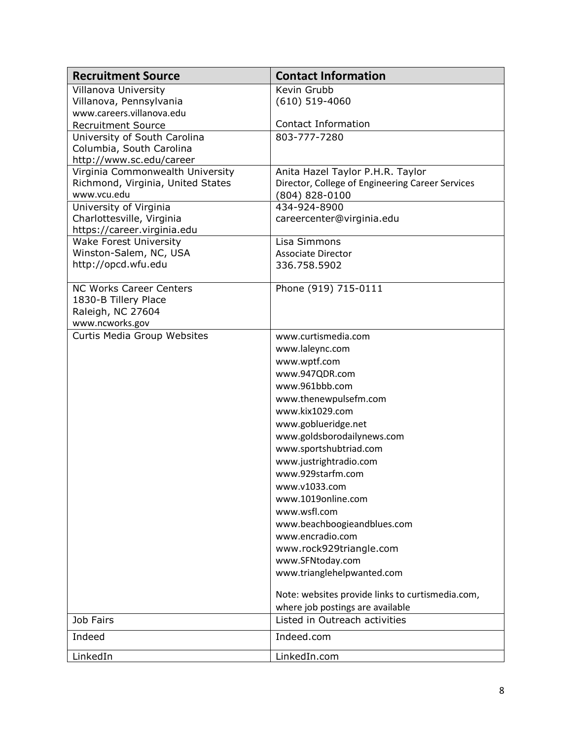| Recruitment Source | Contact Information |
| --- | --- |
| Villanova University<br>Villanova, Pennsylvania<br>www.careers.villanova.edu<br>Recruitment Source | Kevin Grubb<br>(610) 519-4060<br><br>Contact Information |
| University of South Carolina<br>Columbia, South Carolina<br>http://www.sc.edu/career | 803-777-7280 |
| Virginia Commonwealth University<br>Richmond, Virginia, United States<br>www.vcu.edu | Anita Hazel Taylor P.H.R. Taylor<br>Director, College of Engineering Career Services<br>(804) 828-0100 |
| University of Virginia<br>Charlottesville, Virginia<br>https://career.virginia.edu | 434-924-8900<br>careercenter@virginia.edu |
| Wake Forest University<br>Winston-Salem, NC, USA<br>http://opcd.wfu.edu | Lisa Simmons<br>Associate Director<br>336.758.5902 |
| NC Works Career Centers<br>1830-B Tillery Place<br>Raleigh, NC 27604<br>www.ncworks.gov | Phone (919) 715-0111 |
| Curtis Media Group Websites | www.curtismedia.com<br>www.laleync.com<br>www.wptf.com<br>www.947QDR.com<br>www.961bbb.com<br>www.thenewpulsefm.com<br>www.kix1029.com<br>www.goblueridge.net<br>www.goldsborodailynews.com<br>www.sportshubtriad.com<br>www.justrightradio.com<br>www.929starfm.com<br>www.v1033.com<br>www.1019online.com<br>www.wsfl.com<br>www.beachboogieandblues.com<br>www.encradio.com<br>www.rock929triangle.com<br>www.SFNtoday.com<br>www.trianglehelpwanted.com<br><br>Note: websites provide links to curtismedia.com, where job postings are available |
| Job Fairs | Listed in Outreach activities |
| Indeed | Indeed.com |
| LinkedIn | LinkedIn.com |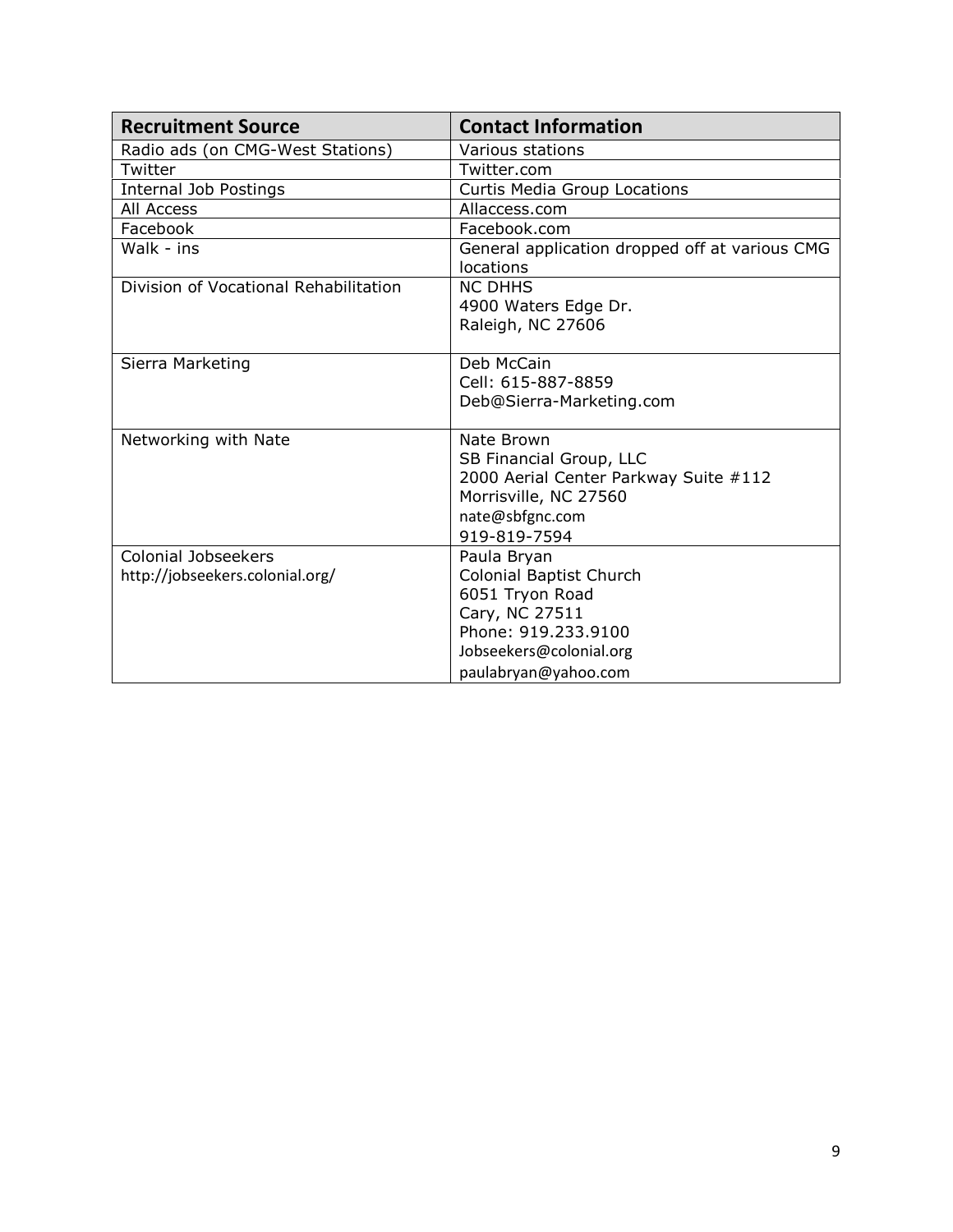| Recruitment Source | Contact Information |
|---|---|
| Radio ads (on CMG-West Stations) | Various stations |
| Twitter | Twitter.com |
| Internal Job Postings | Curtis Media Group Locations |
| All Access | Allaccess.com |
| Facebook | Facebook.com |
| Walk - ins | General application dropped off at various CMG locations |
| Division of Vocational Rehabilitation | NC DHHS<br>4900 Waters Edge Dr.<br>Raleigh, NC 27606 |
| Sierra Marketing | Deb McCain<br>Cell: 615-887-8859<br>Deb@Sierra-Marketing.com |
| Networking with Nate | Nate Brown<br>SB Financial Group, LLC<br>2000 Aerial Center Parkway Suite #112<br>Morrisville, NC 27560<br>nate@sbfgnc.com<br>919-819-7594 |
| Colonial Jobseekers<br>http://jobseekers.colonial.org/ | Paula Bryan<br>Colonial Baptist Church<br>6051 Tryon Road<br>Cary, NC 27511<br>Phone: 919.233.9100<br>Jobseekers@colonial.org<br>paulabryan@yahoo.com |